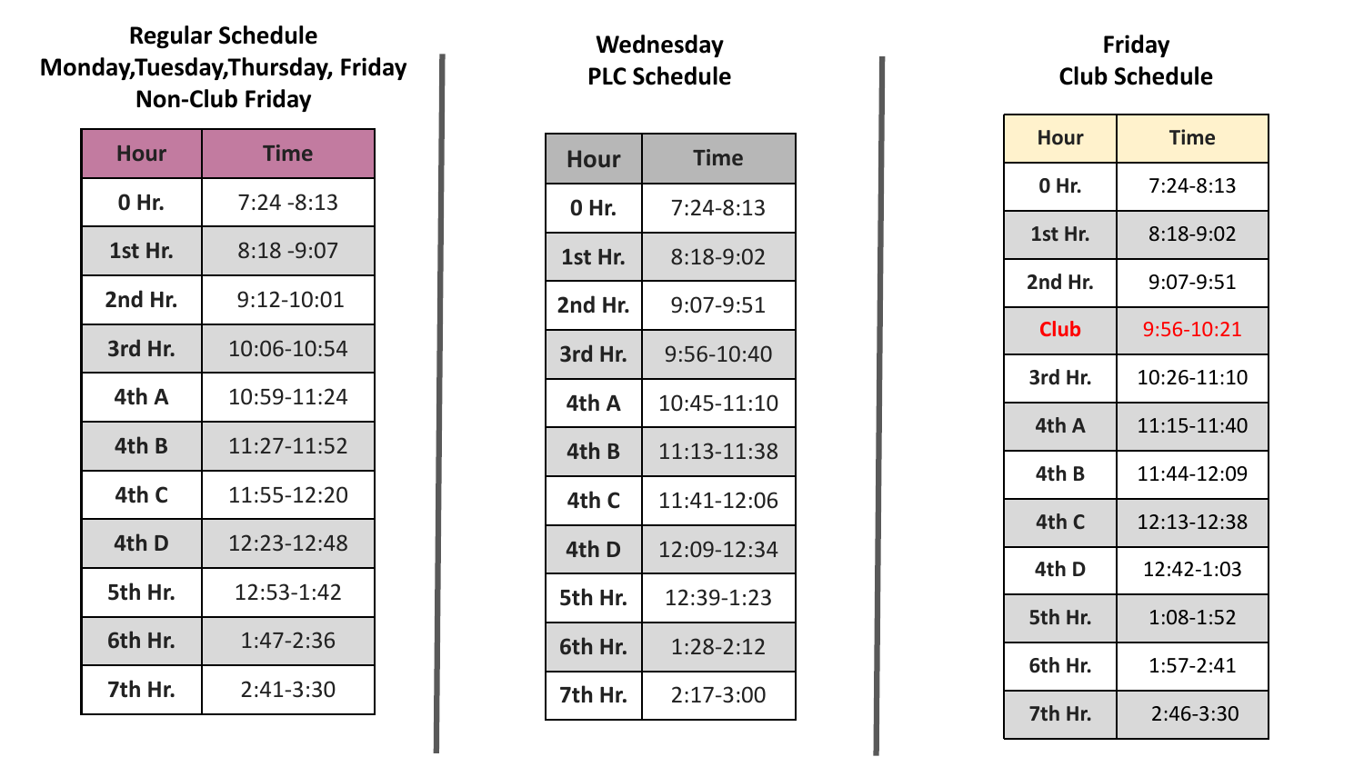## Regular Schedule
## Monday,Tuesday,Thursday, Friday
## Non-Club Friday

| Hour | Time |
|---|---|
| 0 Hr. | 7:24 -8:13 |
| 1st Hr. | 8:18 -9:07 |
| 2nd Hr. | 9:12-10:01 |
| 3rd Hr. | 10:06-10:54 |
| 4th A | 10:59-11:24 |
| 4th B | 11:27-11:52 |
| 4th C | 11:55-12:20 |
| 4th D | 12:23-12:48 |
| 5th Hr. | 12:53-1:42 |
| 6th Hr. | 1:47-2:36 |
| 7th Hr. | 2:41-3:30 |

## Wednesday
## PLC Schedule

| Hour | Time |
|---|---|
| 0 Hr. | 7:24-8:13 |
| 1st Hr. | 8:18-9:02 |
| 2nd Hr. | 9:07-9:51 |
| 3rd Hr. | 9:56-10:40 |
| 4th A | 10:45-11:10 |
| 4th B | 11:13-11:38 |
| 4th C | 11:41-12:06 |
| 4th D | 12:09-12:34 |
| 5th Hr. | 12:39-1:23 |
| 6th Hr. | 1:28-2:12 |
| 7th Hr. | 2:17-3:00 |

## Friday
## Club Schedule

| Hour | Time |
|---|---|
| 0 Hr. | 7:24-8:13 |
| 1st Hr. | 8:18-9:02 |
| 2nd Hr. | 9:07-9:51 |
| Club | 9:56-10:21 |
| 3rd Hr. | 10:26-11:10 |
| 4th A | 11:15-11:40 |
| 4th B | 11:44-12:09 |
| 4th C | 12:13-12:38 |
| 4th D | 12:42-1:03 |
| 5th Hr. | 1:08-1:52 |
| 6th Hr. | 1:57-2:41 |
| 7th Hr. | 2:46-3:30 |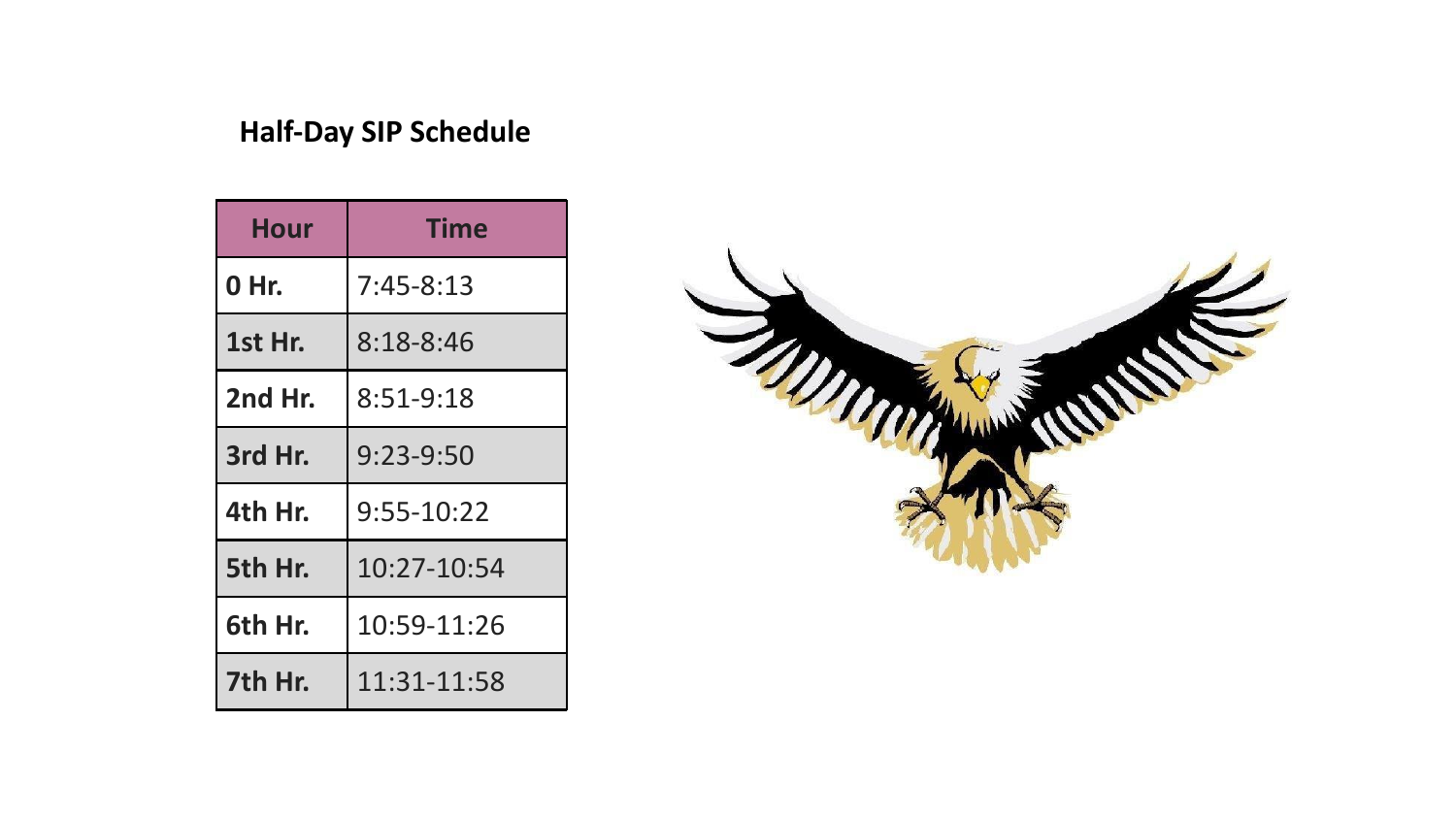## Half-Day SIP Schedule

| Hour | Time |
|---|---|
| 0 Hr. | 7:45-8:13 |
| 1st Hr. | 8:18-8:46 |
| 2nd Hr. | 8:51-9:18 |
| 3rd Hr. | 9:23-9:50 |
| 4th Hr. | 9:55-10:22 |
| 5th Hr. | 10:27-10:54 |
| 6th Hr. | 10:59-11:26 |
| 7th Hr. | 11:31-11:58 |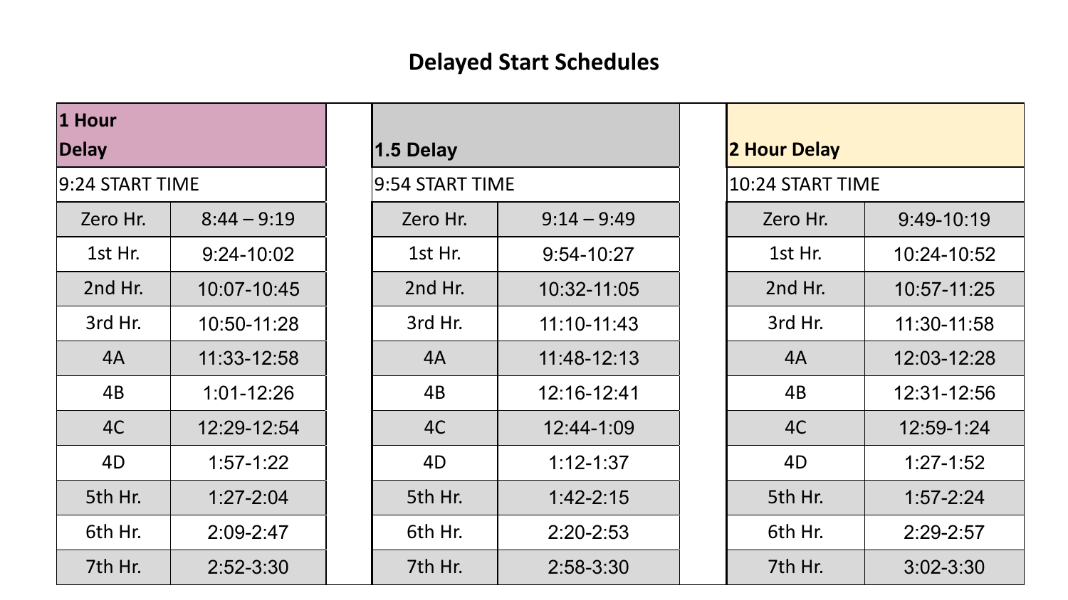# Delayed Start Schedules

| 1 Hour Delay | |
|---|---|
| 9:24 START TIME | |
| Zero Hr. | 8:44 – 9:19 |
| 1st Hr. | 9:24-10:02 |
| 2nd Hr. | 10:07-10:45 |
| 3rd Hr. | 10:50-11:28 |
| 4A | 11:33-12:58 |
| 4B | 1:01-12:26 |
| 4C | 12:29-12:54 |
| 4D | 1:57-1:22 |
| 5th Hr. | 1:27-2:04 |
| 6th Hr. | 2:09-2:47 |
| 7th Hr. | 2:52-3:30 |

| 1.5 Delay | |
|---|---|
| 9:54 START TIME | |
| Zero Hr. | 9:14 – 9:49 |
| 1st Hr. | 9:54-10:27 |
| 2nd Hr. | 10:32-11:05 |
| 3rd Hr. | 11:10-11:43 |
| 4A | 11:48-12:13 |
| 4B | 12:16-12:41 |
| 4C | 12:44-1:09 |
| 4D | 1:12-1:37 |
| 5th Hr. | 1:42-2:15 |
| 6th Hr. | 2:20-2:53 |
| 7th Hr. | 2:58-3:30 |

| 2 Hour Delay | |
|---|---|
| 10:24 START TIME | |
| Zero Hr. | 9:49-10:19 |
| 1st Hr. | 10:24-10:52 |
| 2nd Hr. | 10:57-11:25 |
| 3rd Hr. | 11:30-11:58 |
| 4A | 12:03-12:28 |
| 4B | 12:31-12:56 |
| 4C | 12:59-1:24 |
| 4D | 1:27-1:52 |
| 5th Hr. | 1:57-2:24 |
| 6th Hr. | 2:29-2:57 |
| 7th Hr. | 3:02-3:30 |